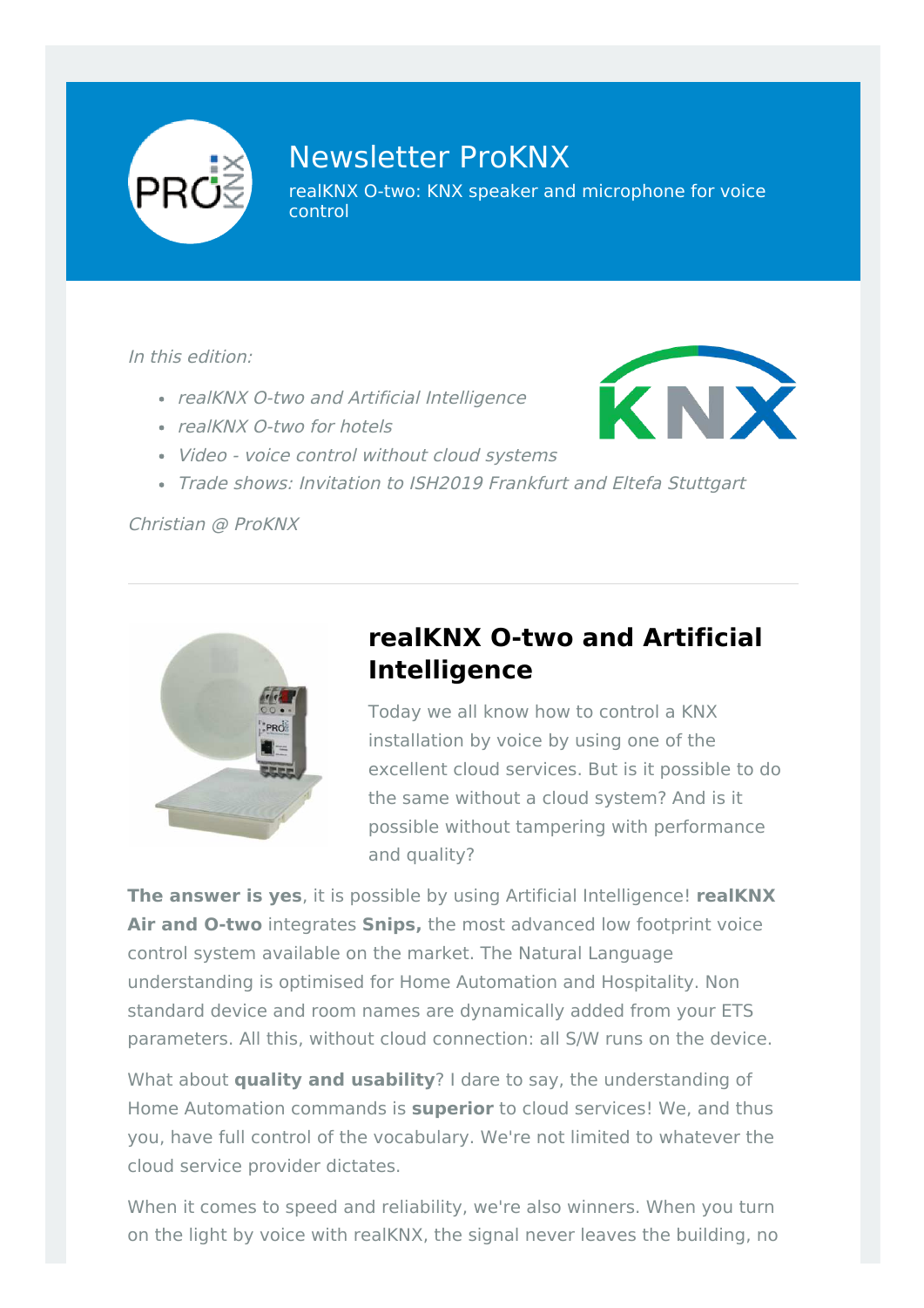# Newsletter ProKNX

realKNX O-two: KNX speaker and microphone for voice control

*In this edition:*

- *realKNX O-two and Artificial Intelligence*
- *realKNX O-two for hotels*
- *Video - voice control without cloud systems*
- *Trade shows: Invitation to ISH2019 Frankfurt and Eltefa Stuttgart*

*Christian @ ProKNX*

---

## realKNX O-two and Artificial Intelligence

Today we all know how to control a KNX installation by voice by using one of the excellent cloud services. But is it possible to do the same without a cloud system? And is it possible without tampering with performance and quality?

**The answer is yes**, it is possible by using Artificial Intelligence! **realKNX Air and O-two** integrates **Snips,** the most advanced low footprint voice control system available on the market. The Natural Language understanding is optimised for Home Automation and Hospitality. Non standard device and room names are dynamically added from your ETS parameters. All this, without cloud connection: all S/W runs on the device.

What about **quality and usability**? I dare to say, the understanding of Home Automation commands is **superior** to cloud services! We, and thus you, have full control of the vocabulary. We're not limited to whatever the cloud service provider dictates.

When it comes to speed and reliability, we're also winners. When you turn on the light by voice with realKNX, the signal never leaves the building, no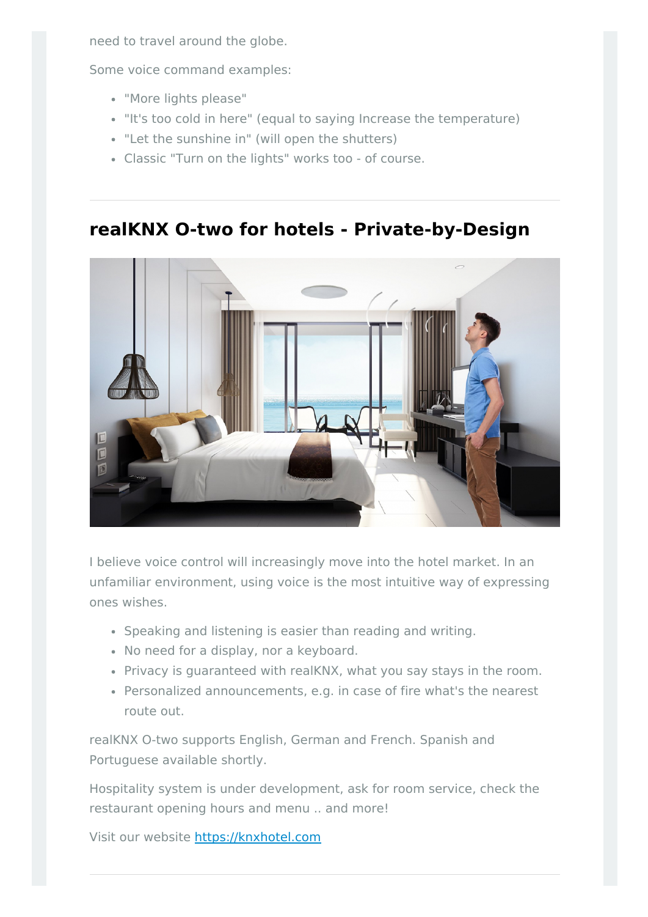need to travel around the globe.

Some voice command examples:

- "More lights please"
- "It's too cold in here" (equal to saying Increase the temperature)
- "Let the sunshine in" (will open the shutters)
- Classic "Turn on the lights" works too - of course.

---

## realKNX O-two for hotels - Private-by-Design

I believe voice control will increasingly move into the hotel market. In an unfamiliar environment, using voice is the most intuitive way of expressing ones wishes.

- Speaking and listening is easier than reading and writing.
- No need for a display, nor a keyboard.
- Privacy is guaranteed with realKNX, what you say stays in the room.
- Personalized announcements, e.g. in case of fire what's the nearest route out.

realKNX O-two supports English, German and French. Spanish and Portuguese available shortly.

Hospitality system is under development, ask for room service, check the restaurant opening hours and menu .. and more!

Visit our website [https://knxhotel.com](https://knxhotel.com)

---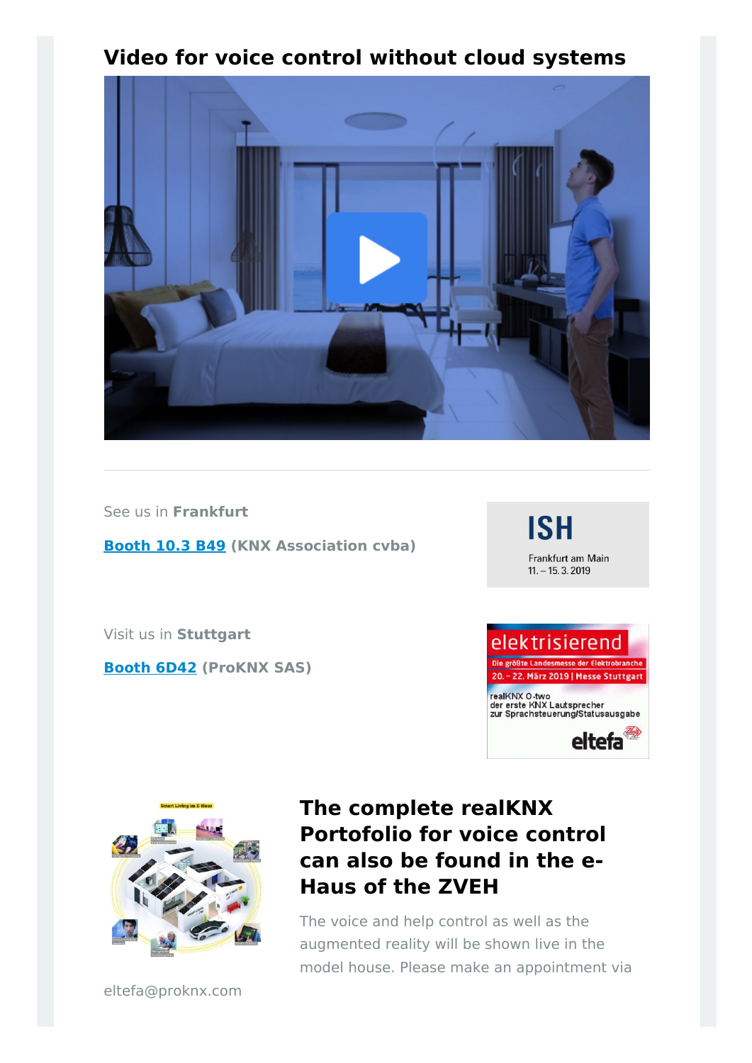## Video for voice control without cloud systems

---

See us in **Frankfurt**

**Booth 10.3 B49 (KNX Association cvba)**

ISH
Frankfurt am Main
11. – 15. 3. 2019

Visit us in **Stuttgart**

**Booth 6D42 (ProKNX SAS)**

elektrisierend
Die größte Landesmesse der Elektrobranche
20. – 22. März 2019 | Messe Stuttgart
realKNX O-two
der erste KNX Lautsprecher
zur Sprachsteuerung/Statusausgabe
eltefa

## The complete realKNX Portofolio for voice control can also be found in the e-Haus of the ZVEH

The voice and help control as well as the augmented reality will be shown live in the model house. Please make an appointment via eltefa@proknx.com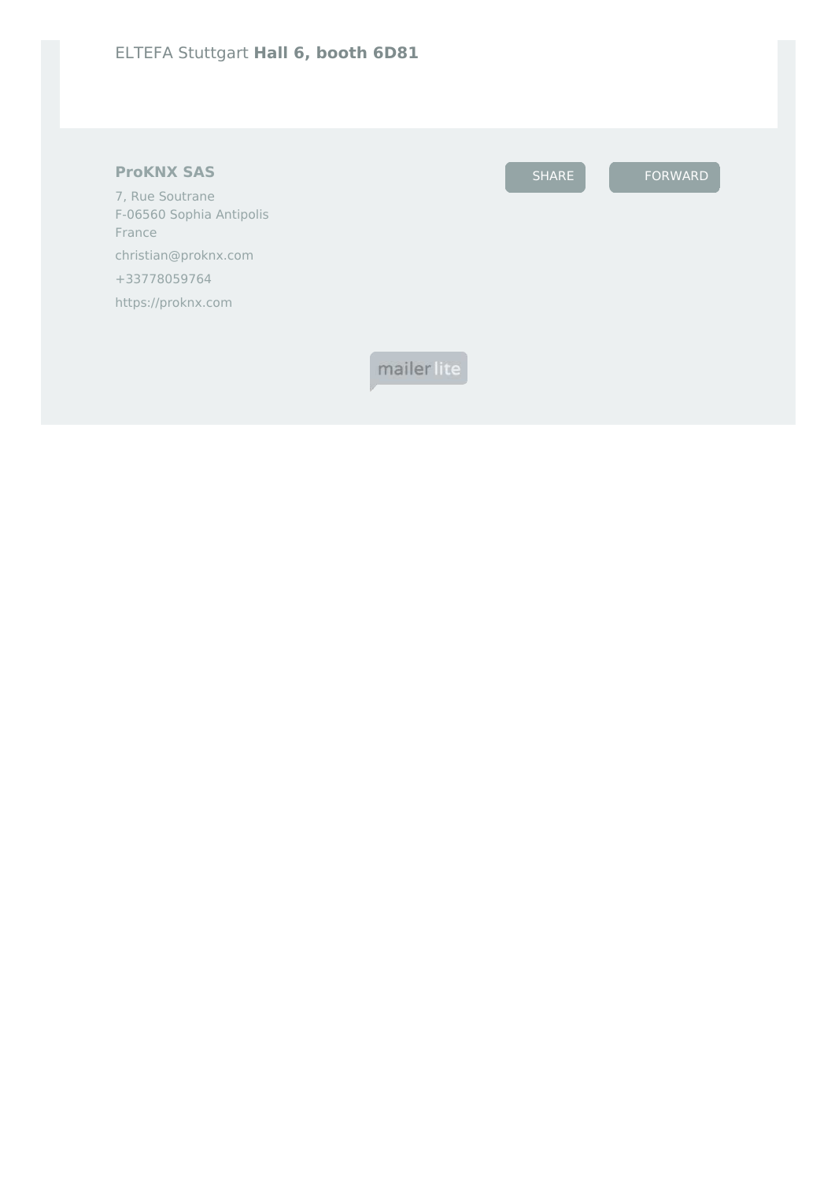ELTEFA Stuttgart **Hall 6, booth 6D81**

**ProKNX SAS**

7, Rue Soutrane
F-06560 Sophia Antipolis
France

christian@proknx.com

+33778059764

https://proknx.com

SHARE

FORWARD

mailerlite